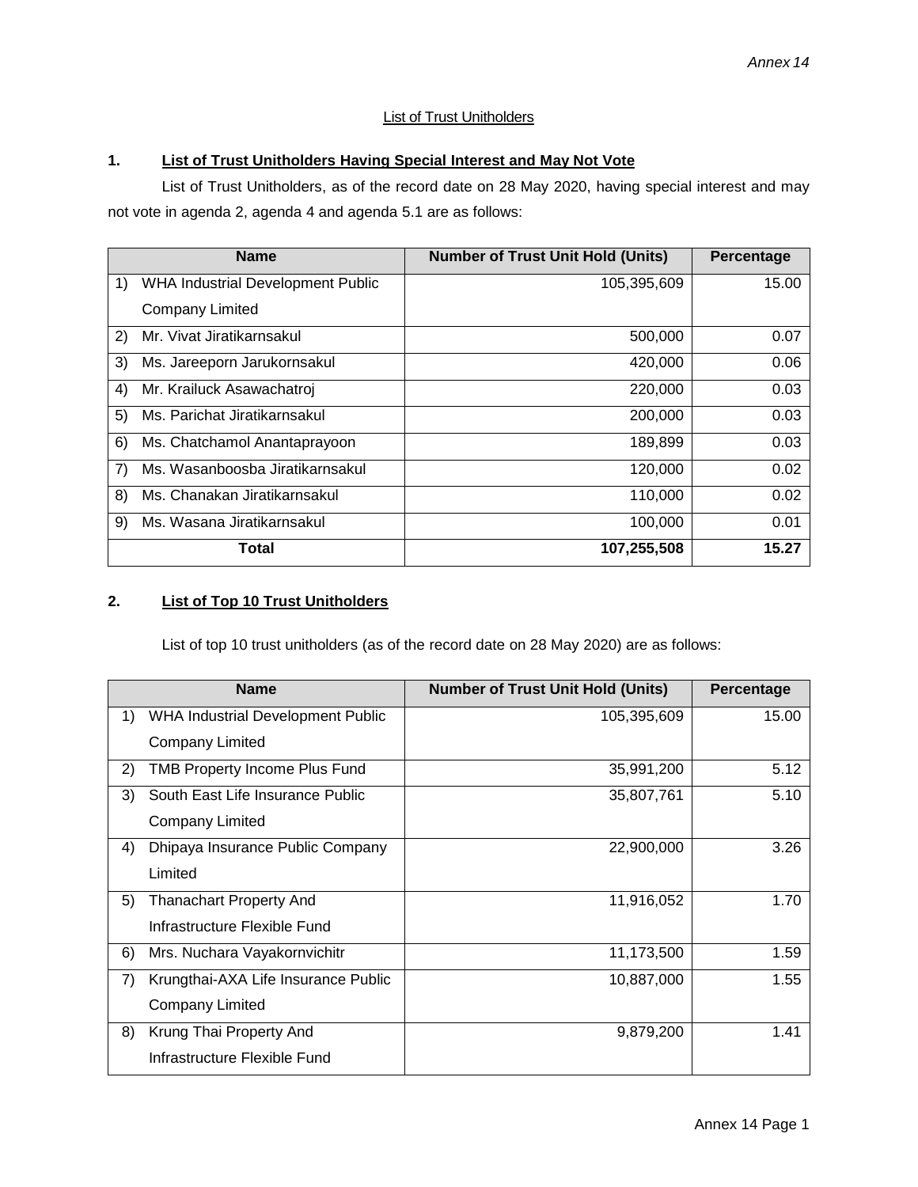*Annex 14*

List of Trust Unitholders

## 1. List of Trust Unitholders Having Special Interest and May Not Vote

List of Trust Unitholders, as of the record date on 28 May 2020, having special interest and may not vote in agenda 2, agenda 4 and agenda 5.1 are as follows:

| Name | Number of Trust Unit Hold (Units) | Percentage |
|---|---:|---:|
| 1) WHA Industrial Development Public Company Limited | 105,395,609 | 15.00 |
| 2) Mr. Vivat Jiratikarnsakul | 500,000 | 0.07 |
| 3) Ms. Jareeporn Jarukornsakul | 420,000 | 0.06 |
| 4) Mr. Krailuck Asawachatroj | 220,000 | 0.03 |
| 5) Ms. Parichat Jiratikarnsakul | 200,000 | 0.03 |
| 6) Ms. Chatchamol Anantaprayoon | 189,899 | 0.03 |
| 7) Ms. Wasanboosba Jiratikarnsakul | 120,000 | 0.02 |
| 8) Ms. Chanakan Jiratikarnsakul | 110,000 | 0.02 |
| 9) Ms. Wasana Jiratikarnsakul | 100,000 | 0.01 |
| **Total** | **107,255,508** | **15.27** |

## 2. List of Top 10 Trust Unitholders

List of top 10 trust unitholders (as of the record date on 28 May 2020) are as follows:

| Name | Number of Trust Unit Hold (Units) | Percentage |
|---|---:|---:|
| 1) WHA Industrial Development Public Company Limited | 105,395,609 | 15.00 |
| 2) TMB Property Income Plus Fund | 35,991,200 | 5.12 |
| 3) South East Life Insurance Public Company Limited | 35,807,761 | 5.10 |
| 4) Dhipaya Insurance Public Company Limited | 22,900,000 | 3.26 |
| 5) Thanachart Property And Infrastructure Flexible Fund | 11,916,052 | 1.70 |
| 6) Mrs. Nuchara Vayakornvichitr | 11,173,500 | 1.59 |
| 7) Krungthai-AXA Life Insurance Public Company Limited | 10,887,000 | 1.55 |
| 8) Krung Thai Property And Infrastructure Flexible Fund | 9,879,200 | 1.41 |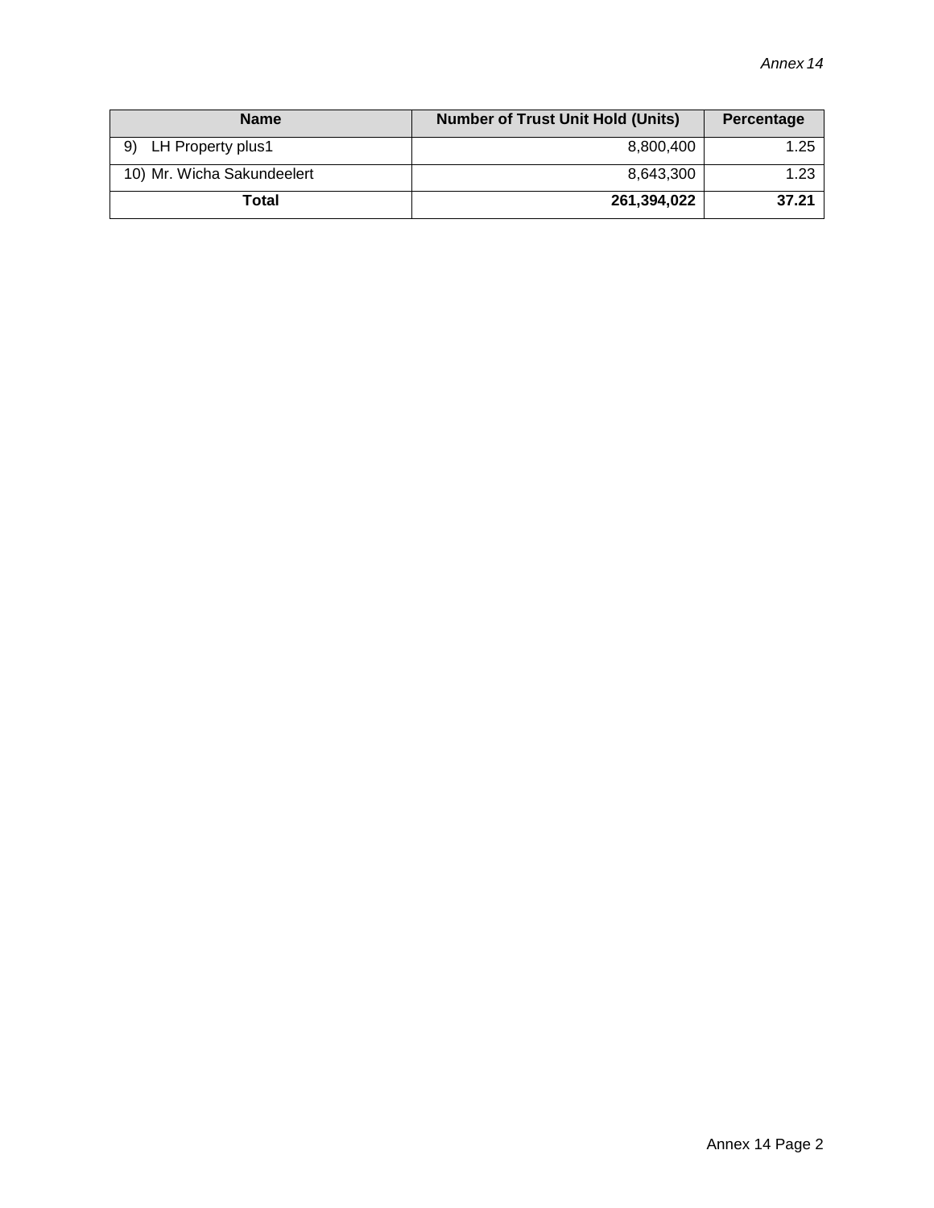| Name | Number of Trust Unit Hold (Units) | Percentage |
|---|---|---|
| 9) LH Property plus1 | 8,800,400 | 1.25 |
| 10) Mr. Wicha Sakundeelert | 8,643,300 | 1.23 |
| **Total** | **261,394,022** | **37.21** |